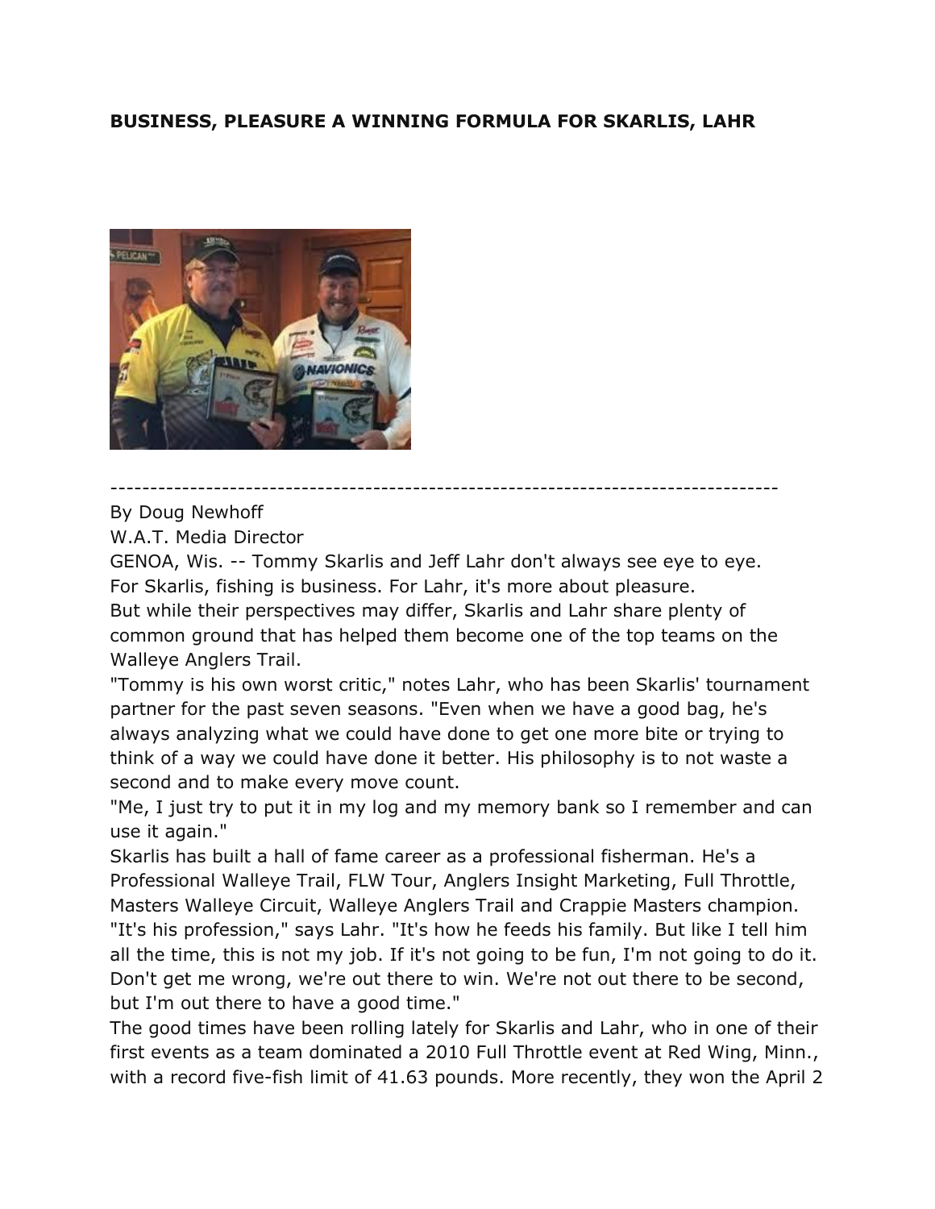**BUSINESS, PLEASURE A WINNING FORMULA FOR SKARLIS, LAHR**

------------------------------------------------------------------------------------

By Doug Newhoff
W.A.T. Media Director

GENOA, Wis. -- Tommy Skarlis and Jeff Lahr don't always see eye to eye.

For Skarlis, fishing is business. For Lahr, it's more about pleasure.

But while their perspectives may differ, Skarlis and Lahr share plenty of common ground that has helped them become one of the top teams on the Walleye Anglers Trail.

"Tommy is his own worst critic," notes Lahr, who has been Skarlis' tournament partner for the past seven seasons. "Even when we have a good bag, he's always analyzing what we could have done to get one more bite or trying to think of a way we could have done it better. His philosophy is to not waste a second and to make every move count.

"Me, I just try to put it in my log and my memory bank so I remember and can use it again."

Skarlis has built a hall of fame career as a professional fisherman. He's a Professional Walleye Trail, FLW Tour, Anglers Insight Marketing, Full Throttle, Masters Walleye Circuit, Walleye Anglers Trail and Crappie Masters champion.

"It's his profession," says Lahr. "It's how he feeds his family. But like I tell him all the time, this is not my job. If it's not going to be fun, I'm not going to do it. Don't get me wrong, we're out there to win. We're not out there to be second, but I'm out there to have a good time."

The good times have been rolling lately for Skarlis and Lahr, who in one of their first events as a team dominated a 2010 Full Throttle event at Red Wing, Minn., with a record five-fish limit of 41.63 pounds. More recently, they won the April 2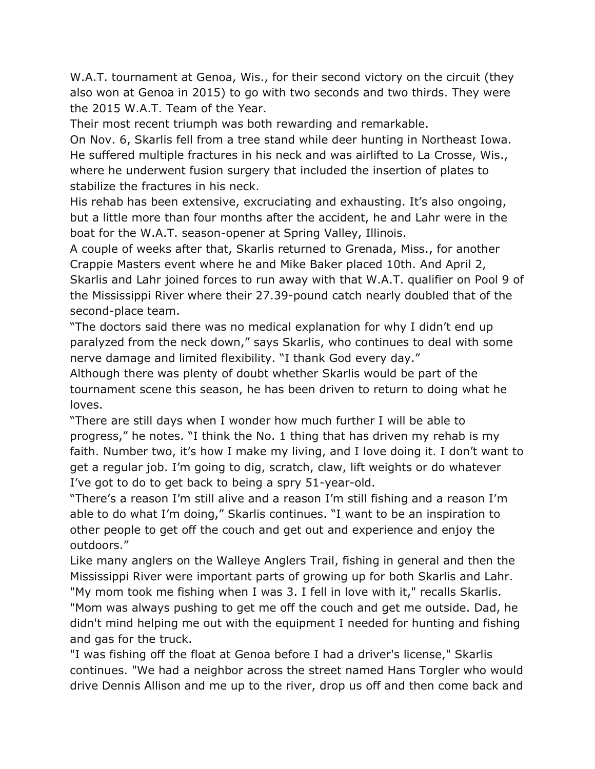W.A.T. tournament at Genoa, Wis., for their second victory on the circuit (they also won at Genoa in 2015) to go with two seconds and two thirds. They were the 2015 W.A.T. Team of the Year.

Their most recent triumph was both rewarding and remarkable.

On Nov. 6, Skarlis fell from a tree stand while deer hunting in Northeast Iowa. He suffered multiple fractures in his neck and was airlifted to La Crosse, Wis., where he underwent fusion surgery that included the insertion of plates to stabilize the fractures in his neck.

His rehab has been extensive, excruciating and exhausting. It's also ongoing, but a little more than four months after the accident, he and Lahr were in the boat for the W.A.T. season-opener at Spring Valley, Illinois.

A couple of weeks after that, Skarlis returned to Grenada, Miss., for another Crappie Masters event where he and Mike Baker placed 10th. And April 2, Skarlis and Lahr joined forces to run away with that W.A.T. qualifier on Pool 9 of the Mississippi River where their 27.39-pound catch nearly doubled that of the second-place team.

"The doctors said there was no medical explanation for why I didn't end up paralyzed from the neck down," says Skarlis, who continues to deal with some nerve damage and limited flexibility. "I thank God every day."

Although there was plenty of doubt whether Skarlis would be part of the tournament scene this season, he has been driven to return to doing what he loves.

"There are still days when I wonder how much further I will be able to progress," he notes. "I think the No. 1 thing that has driven my rehab is my faith. Number two, it's how I make my living, and I love doing it. I don't want to get a regular job. I'm going to dig, scratch, claw, lift weights or do whatever I've got to do to get back to being a spry 51-year-old.

"There's a reason I'm still alive and a reason I'm still fishing and a reason I'm able to do what I'm doing," Skarlis continues. "I want to be an inspiration to other people to get off the couch and get out and experience and enjoy the outdoors."

Like many anglers on the Walleye Anglers Trail, fishing in general and then the Mississippi River were important parts of growing up for both Skarlis and Lahr.

"My mom took me fishing when I was 3. I fell in love with it," recalls Skarlis. "Mom was always pushing to get me off the couch and get me outside. Dad, he didn't mind helping me out with the equipment I needed for hunting and fishing and gas for the truck.

"I was fishing off the float at Genoa before I had a driver's license," Skarlis continues. "We had a neighbor across the street named Hans Torgler who would drive Dennis Allison and me up to the river, drop us off and then come back and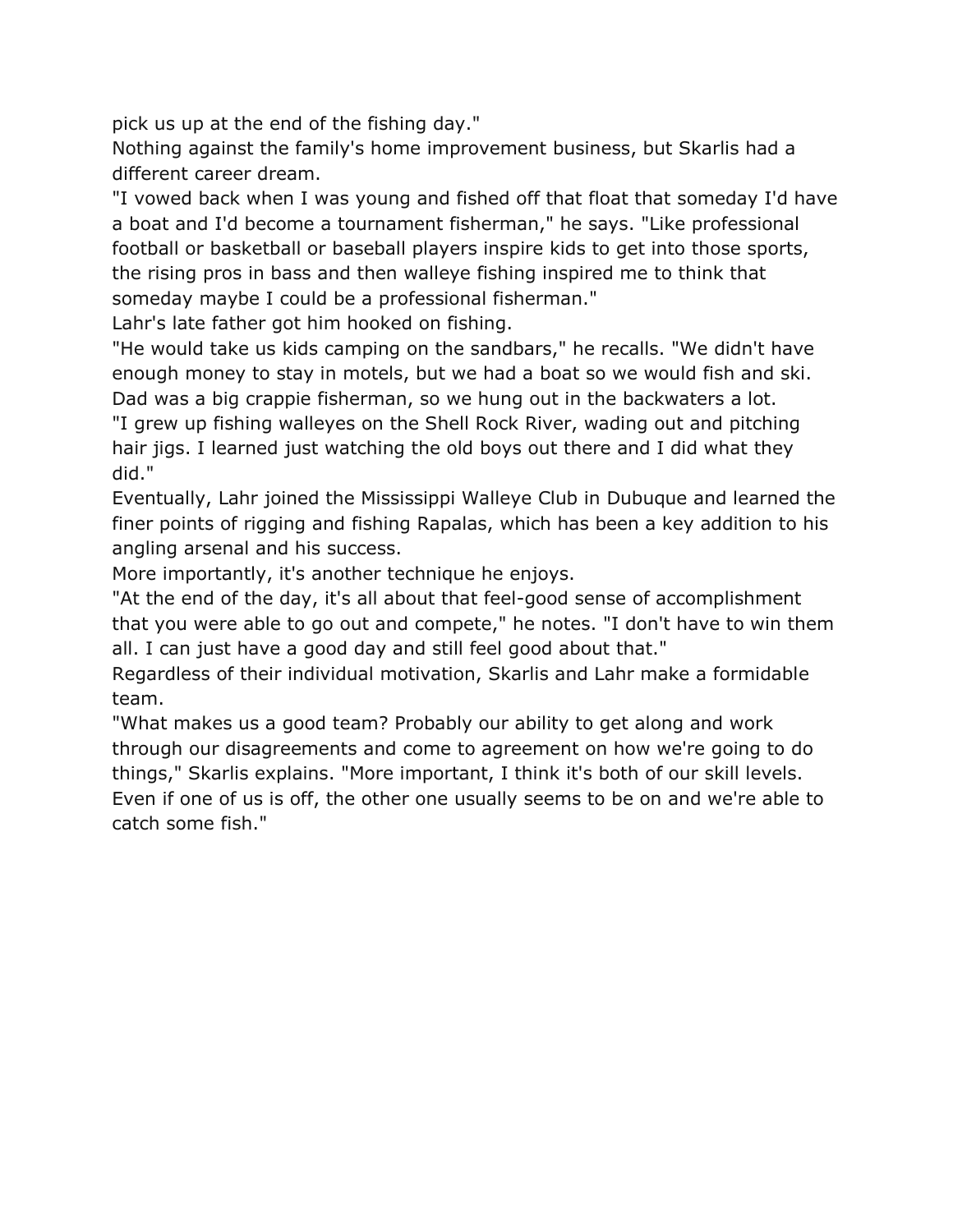pick us up at the end of the fishing day."

Nothing against the family's home improvement business, but Skarlis had a different career dream.

"I vowed back when I was young and fished off that float that someday I'd have a boat and I'd become a tournament fisherman," he says. "Like professional football or basketball or baseball players inspire kids to get into those sports, the rising pros in bass and then walleye fishing inspired me to think that someday maybe I could be a professional fisherman."

Lahr's late father got him hooked on fishing.

"He would take us kids camping on the sandbars," he recalls. "We didn't have enough money to stay in motels, but we had a boat so we would fish and ski. Dad was a big crappie fisherman, so we hung out in the backwaters a lot.

"I grew up fishing walleyes on the Shell Rock River, wading out and pitching hair jigs. I learned just watching the old boys out there and I did what they did."

Eventually, Lahr joined the Mississippi Walleye Club in Dubuque and learned the finer points of rigging and fishing Rapalas, which has been a key addition to his angling arsenal and his success.

More importantly, it's another technique he enjoys.

"At the end of the day, it's all about that feel-good sense of accomplishment that you were able to go out and compete," he notes. "I don't have to win them all. I can just have a good day and still feel good about that."

Regardless of their individual motivation, Skarlis and Lahr make a formidable team.

"What makes us a good team? Probably our ability to get along and work through our disagreements and come to agreement on how we're going to do things," Skarlis explains. "More important, I think it's both of our skill levels. Even if one of us is off, the other one usually seems to be on and we're able to catch some fish."